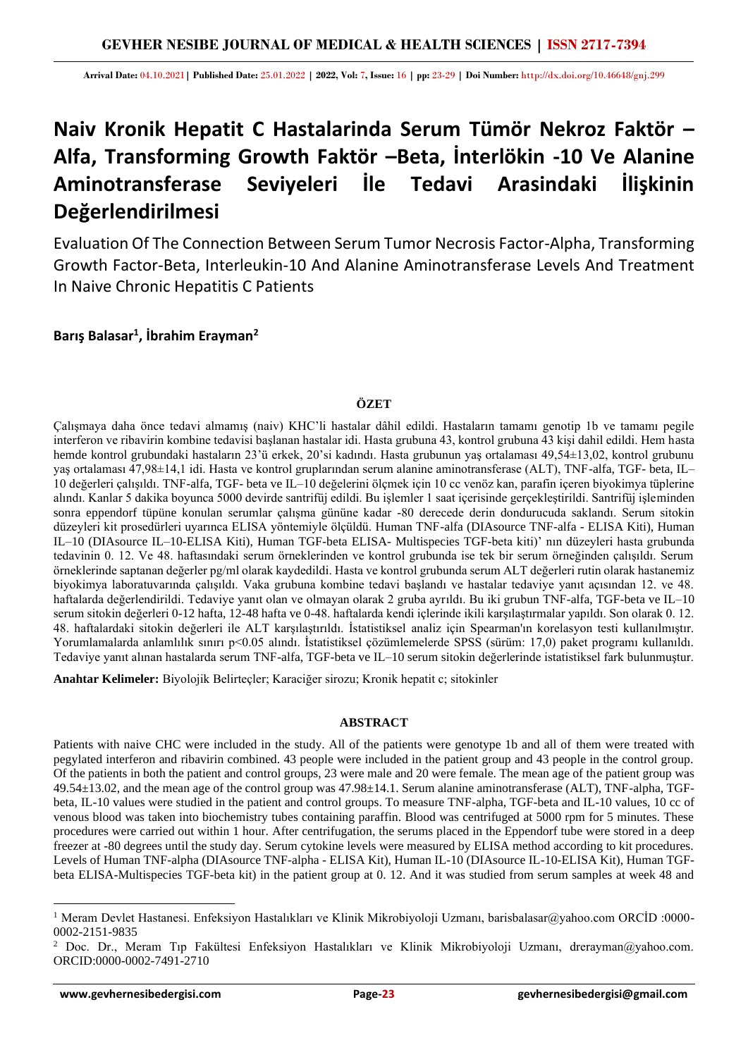**Arrival Date:** 04.10.2021 | **Published Date:** 25.01.2022 | **2022, Vol:** 7, **Issue:** 16 | **pp:** 23-29 | **Doi Number:** http://dx.doi.org/10.46648/gnj.299

# Naiv Kronik Hepatit C Hastalarinda Serum Tümör Nekroz Faktör – Alfa, Transforming Growth Faktör –Beta, İnterlökin -10 Ve Alanine Aminotransferase Seviyeleri İle Tedavi Arasindaki İlişkinin Değerlendirilmesi

Evaluation Of The Connection Between Serum Tumor Necrosis Factor-Alpha, Transforming Growth Factor-Beta, Interleukin-10 And Alanine Aminotransferase Levels And Treatment In Naive Chronic Hepatitis C Patients

**Barış Balasar[1], İbrahim Erayman[2]**

## ÖZET

Çalışmaya daha önce tedavi almamış (naiv) KHC'li hastalar dâhil edildi. Hastaların tamamı genotip 1b ve tamamı pegile interferon ve ribavirin kombine tedavisi başlanan hastalar idi. Hasta grubuna 43, kontrol grubuna 43 kişi dahil edildi. Hem hasta hemde kontrol grubundaki hastaların 23'ü erkek, 20'si kadındı. Hasta grubunun yaş ortalaması 49,54±13,02, kontrol grubunu yaş ortalaması 47,98±14,1 idi. Hasta ve kontrol gruplarından serum alanine aminotransferase (ALT), TNF-alfa, TGF- beta, IL–10 değerleri çalışıldı. TNF-alfa, TGF- beta ve IL–10 değelerini ölçmek için 10 cc venöz kan, parafin içeren biyokimya tüplerine alındı. Kanlar 5 dakika boyunca 5000 devirde santrifüj edildi. Bu işlemler 1 saat içerisinde gerçekleştirildi. Santrifüj işleminden sonra eppendorf tüpüne konulan serumlar çalışma gününe kadar -80 derecede derin dondurucuda saklandı. Serum sitokin düzeyleri kit prosedürleri uyarınca ELISA yöntemiyle ölçüldü. Human TNF-alfa (DIAsource TNF-alfa - ELISA Kiti), Human IL–10 (DIAsource IL–10-ELISA Kiti), Human TGF-beta ELISA- Multispecies TGF-beta kiti)' nın düzeyleri hasta grubunda tedavinin 0. 12. Ve 48. haftasındaki serum örneklerinden ve kontrol grubunda ise tek bir serum örneğinden çalışıldı. Serum örneklerinde saptanan değerler pg/ml olarak kaydedildi. Hasta ve kontrol grubunda serum ALT değerleri rutin olarak hastanemiz biyokimya laboratuvarında çalışıldı. Vaka grubuna kombine tedavi başlandı ve hastalar tedaviye yanıt açısından 12. ve 48. haftalarda değerlendirildi. Tedaviye yanıt olan ve olmayan olarak 2 gruba ayrıldı. Bu iki grubun TNF-alfa, TGF-beta ve IL–10 serum sitokin değerleri 0-12 hafta, 12-48 hafta ve 0-48. haftalarda kendi içlerinde ikili karşılaştırmalar yapıldı. Son olarak 0. 12. 48. haftalardaki sitokin değerleri ile ALT karşılaştırıldı. İstatistiksel analiz için Spearman'ın korelasyon testi kullanılmıştır. Yorumlamalarda anlamlılık sınırı p<0.05 alındı. İstatistiksel çözümlemelerde SPSS (sürüm: 17,0) paket programı kullanıldı. Tedaviye yanıt alınan hastalarda serum TNF-alfa, TGF-beta ve IL–10 serum sitokin değerlerinde istatistiksel fark bulunmuştur.

**Anahtar Kelimeler:** Biyolojik Belirteçler; Karaciğer sirozu; Kronik hepatit c; sitokinler

## ABSTRACT

Patients with naive CHC were included in the study. All of the patients were genotype 1b and all of them were treated with pegylated interferon and ribavirin combined. 43 people were included in the patient group and 43 people in the control group. Of the patients in both the patient and control groups, 23 were male and 20 were female. The mean age of the patient group was 49.54±13.02, and the mean age of the control group was 47.98±14.1. Serum alanine aminotransferase (ALT), TNF-alpha, TGF-beta, IL-10 values were studied in the patient and control groups. To measure TNF-alpha, TGF-beta and IL-10 values, 10 cc of venous blood was taken into biochemistry tubes containing paraffin. Blood was centrifuged at 5000 rpm for 5 minutes. These procedures were carried out within 1 hour. After centrifugation, the serums placed in the Eppendorf tube were stored in a deep freezer at -80 degrees until the study day. Serum cytokine levels were measured by ELISA method according to kit procedures. Levels of Human TNF-alpha (DIAsource TNF-alpha - ELISA Kit), Human IL-10 (DIAsource IL-10-ELISA Kit), Human TGF-beta ELISA-Multispecies TGF-beta kit) in the patient group at 0. 12. And it was studied from serum samples at week 48 and

---

[1] Meram Devlet Hastanesi. Enfeksiyon Hastalıkları ve Klinik Mikrobiyoloji Uzmanı, barisbalasar@yahoo.com ORCİD :0000-0002-2151-9835

[2] Doc. Dr., Meram Tıp Fakültesi Enfeksiyon Hastalıkları ve Klinik Mikrobiyoloji Uzmanı, drerayman@yahoo.com. ORCID:0000-0002-7491-2710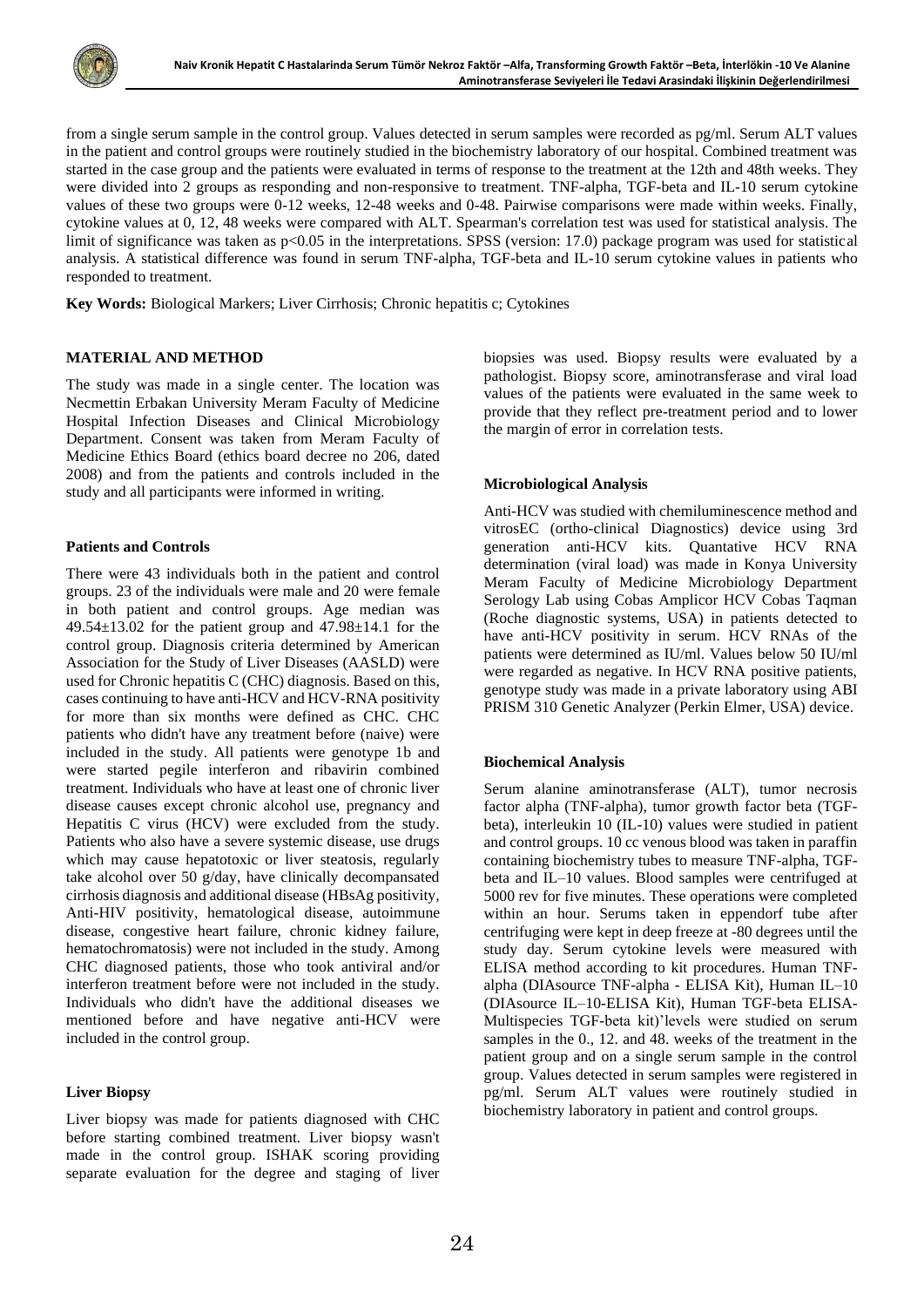from a single serum sample in the control group. Values detected in serum samples were recorded as pg/ml. Serum ALT values in the patient and control groups were routinely studied in the biochemistry laboratory of our hospital. Combined treatment was started in the case group and the patients were evaluated in terms of response to the treatment at the 12th and 48th weeks. They were divided into 2 groups as responding and non-responsive to treatment. TNF-alpha, TGF-beta and IL-10 serum cytokine values of these two groups were 0-12 weeks, 12-48 weeks and 0-48. Pairwise comparisons were made within weeks. Finally, cytokine values at 0, 12, 48 weeks were compared with ALT. Spearman's correlation test was used for statistical analysis. The limit of significance was taken as $p<0.05$ in the interpretations. SPSS (version: 17.0) package program was used for statistical analysis. A statistical difference was found in serum TNF-alpha, TGF-beta and IL-10 serum cytokine values in patients who responded to treatment.

**Key Words:** Biological Markers; Liver Cirrhosis; Chronic hepatitis c; Cytokines

## MATERIAL AND METHOD

The study was made in a single center. The location was Necmettin Erbakan University Meram Faculty of Medicine Hospital Infection Diseases and Clinical Microbiology Department. Consent was taken from Meram Faculty of Medicine Ethics Board (ethics board decree no 206, dated 2008) and from the patients and controls included in the study and all participants were informed in writing.

### Patients and Controls

There were 43 individuals both in the patient and control groups. 23 of the individuals were male and 20 were female in both patient and control groups. Age median was 49.54±13.02 for the patient group and 47.98±14.1 for the control group. Diagnosis criteria determined by American Association for the Study of Liver Diseases (AASLD) were used for Chronic hepatitis C (CHC) diagnosis. Based on this, cases continuing to have anti-HCV and HCV-RNA positivity for more than six months were defined as CHC. CHC patients who didn't have any treatment before (naive) were included in the study. All patients were genotype 1b and were started pegile interferon and ribavirin combined treatment. Individuals who have at least one of chronic liver disease causes except chronic alcohol use, pregnancy and Hepatitis C virus (HCV) were excluded from the study. Patients who also have a severe systemic disease, use drugs which may cause hepatotoxic or liver steatosis, regularly take alcohol over 50 g/day, have clinically decompansated cirrhosis diagnosis and additional disease (HBsAg positivity, Anti-HIV positivity, hematological disease, autoimmune disease, congestive heart failure, chronic kidney failure, hematochromatosis) were not included in the study. Among CHC diagnosed patients, those who took antiviral and/or interferon treatment before were not included in the study. Individuals who didn't have the additional diseases we mentioned before and have negative anti-HCV were included in the control group.

### Liver Biopsy

Liver biopsy was made for patients diagnosed with CHC before starting combined treatment. Liver biopsy wasn't made in the control group. ISHAK scoring providing separate evaluation for the degree and staging of liver biopsies was used. Biopsy results were evaluated by a pathologist. Biopsy score, aminotransferase and viral load values of the patients were evaluated in the same week to provide that they reflect pre-treatment period and to lower the margin of error in correlation tests.

### Microbiological Analysis

Anti-HCV was studied with chemiluminescence method and vitrosEC (ortho-clinical Diagnostics) device using 3rd generation anti-HCV kits. Quantative HCV RNA determination (viral load) was made in Konya University Meram Faculty of Medicine Microbiology Department Serology Lab using Cobas Amplicor HCV Cobas Taqman (Roche diagnostic systems, USA) in patients detected to have anti-HCV positivity in serum. HCV RNAs of the patients were determined as IU/ml. Values below 50 IU/ml were regarded as negative. In HCV RNA positive patients, genotype study was made in a private laboratory using ABI PRISM 310 Genetic Analyzer (Perkin Elmer, USA) device.

### Biochemical Analysis

Serum alanine aminotransferase (ALT), tumor necrosis factor alpha (TNF-alpha), tumor growth factor beta (TGF-beta), interleukin 10 (IL-10) values were studied in patient and control groups. 10 cc venous blood was taken in paraffin containing biochemistry tubes to measure TNF-alpha, TGF-beta and IL–10 values. Blood samples were centrifuged at 5000 rev for five minutes. These operations were completed within an hour. Serums taken in eppendorf tube after centrifuging were kept in deep freeze at -80 degrees until the study day. Serum cytokine levels were measured with ELISA method according to kit procedures. Human TNF-alpha (DIAsource TNF-alpha - ELISA Kit), Human IL–10 (DIAsource IL–10-ELISA Kit), Human TGF-beta ELISA-Multispecies TGF-beta kit)'levels were studied on serum samples in the 0., 12. and 48. weeks of the treatment in the patient group and on a single serum sample in the control group. Values detected in serum samples were registered in pg/ml. Serum ALT values were routinely studied in biochemistry laboratory in patient and control groups.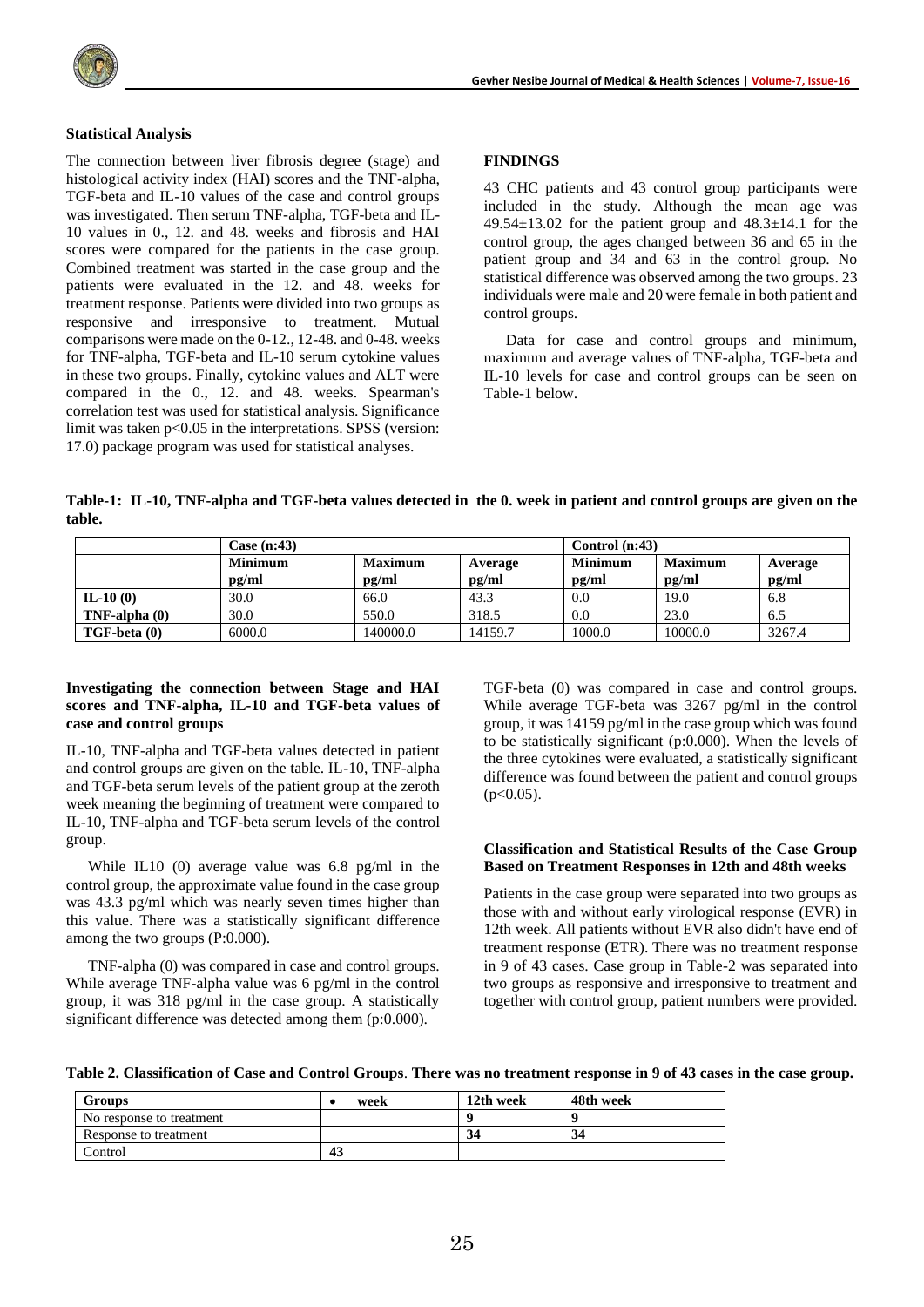### Statistical Analysis

The connection between liver fibrosis degree (stage) and histological activity index (HAI) scores and the TNF-alpha, TGF-beta and IL-10 values of the case and control groups was investigated. Then serum TNF-alpha, TGF-beta and IL-10 values in 0., 12. and 48. weeks and fibrosis and HAI scores were compared for the patients in the case group. Combined treatment was started in the case group and the patients were evaluated in the 12. and 48. weeks for treatment response. Patients were divided into two groups as responsive and irresponsive to treatment. Mutual comparisons were made on the 0-12., 12-48. and 0-48. weeks for TNF-alpha, TGF-beta and IL-10 serum cytokine values in these two groups. Finally, cytokine values and ALT were compared in the 0., 12. and 48. weeks. Spearman's correlation test was used for statistical analysis. Significance limit was taken $p<0.05$ in the interpretations. SPSS (version: 17.0) package program was used for statistical analyses.

## FINDINGS

43 CHC patients and 43 control group participants were included in the study. Although the mean age was 49.54±13.02 for the patient group and 48.3±14.1 for the control group, the ages changed between 36 and 65 in the patient group and 34 and 63 in the control group. No statistical difference was observed among the two groups. 23 individuals were male and 20 were female in both patient and control groups.

Data for case and control groups and minimum, maximum and average values of TNF-alpha, TGF-beta and IL-10 levels for case and control groups can be seen on Table-1 below.

**Table-1: IL-10, TNF-alpha and TGF-beta values detected in the 0. week in patient and control groups are given on the table.**

| | Case (n:43) | | | Control (n:43) | | |
|---|---|---|---|---|---|---|
| | Minimum pg/ml | Maximum pg/ml | Average pg/ml | Minimum pg/ml | Maximum pg/ml | Average pg/ml |
| **IL-10 (0)** | 30.0 | 66.0 | 43.3 | 0.0 | 19.0 | 6.8 |
| **TNF-alpha (0)** | 30.0 | 550.0 | 318.5 | 0.0 | 23.0 | 6.5 |
| **TGF-beta (0)** | 6000.0 | 140000.0 | 14159.7 | 1000.0 | 10000.0 | 3267.4 |

### Investigating the connection between Stage and HAI scores and TNF-alpha, IL-10 and TGF-beta values of case and control groups

IL-10, TNF-alpha and TGF-beta values detected in patient and control groups are given on the table. IL-10, TNF-alpha and TGF-beta serum levels of the patient group at the zeroth week meaning the beginning of treatment were compared to IL-10, TNF-alpha and TGF-beta serum levels of the control group.

While IL10 (0) average value was 6.8 pg/ml in the control group, the approximate value found in the case group was 43.3 pg/ml which was nearly seven times higher than this value. There was a statistically significant difference among the two groups (P:0.000).

TNF-alpha (0) was compared in case and control groups. While average TNF-alpha value was 6 pg/ml in the control group, it was 318 pg/ml in the case group. A statistically significant difference was detected among them (p:0.000).

TGF-beta (0) was compared in case and control groups. While average TGF-beta was 3267 pg/ml in the control group, it was 14159 pg/ml in the case group which was found to be statistically significant (p:0.000). When the levels of the three cytokines were evaluated, a statistically significant difference was found between the patient and control groups ($p<0.05$).

### Classification and Statistical Results of the Case Group Based on Treatment Responses in 12th and 48th weeks

Patients in the case group were separated into two groups as those with and without early virological response (EVR) in 12th week. All patients without EVR also didn't have end of treatment response (ETR). There was no treatment response in 9 of 43 cases. Case group in Table-2 was separated into two groups as responsive and irresponsive to treatment and together with control group, patient numbers were provided.

**Table 2. Classification of Case and Control Groups. There was no treatment response in 9 of 43 cases in the case group.**

| Groups | • week | 12th week | 48th week |
|---|---|---|---|
| No response to treatment | | **9** | **9** |
| Response to treatment | | **34** | **34** |
| Control | **43** | | |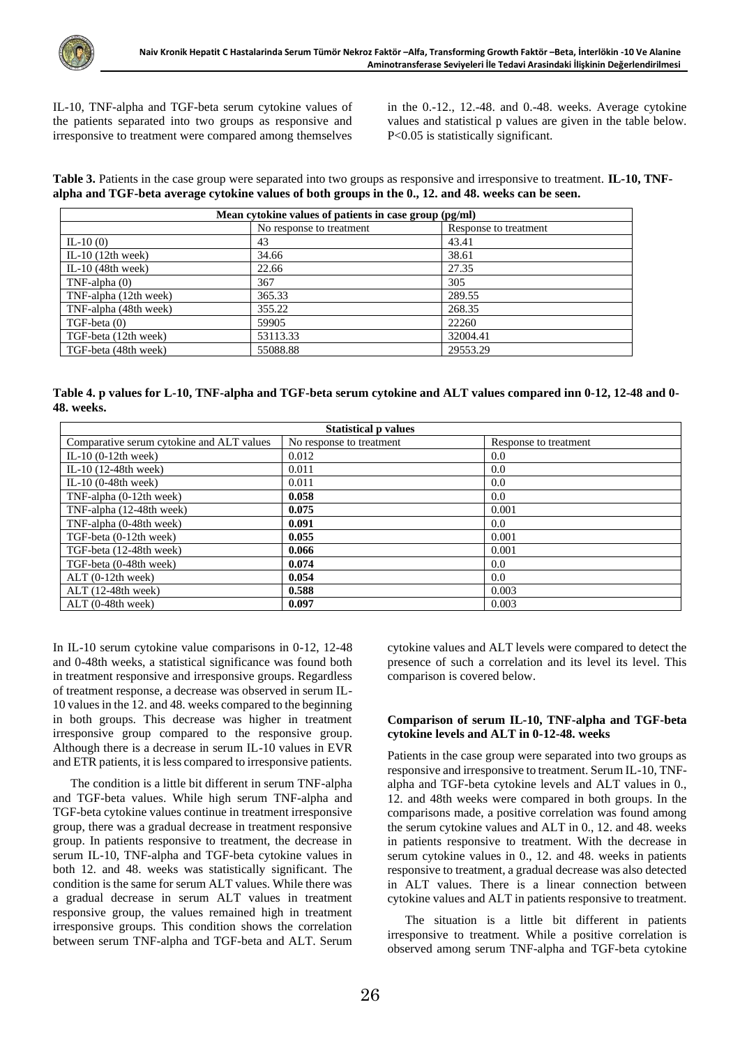IL-10, TNF-alpha and TGF-beta serum cytokine values of the patients separated into two groups as responsive and irresponsive to treatment were compared among themselves in the 0.-12., 12.-48. and 0.-48. weeks. Average cytokine values and statistical p values are given in the table below. P<0.05 is statistically significant.

**Table 3.** Patients in the case group were separated into two groups as responsive and irresponsive to treatment. **IL-10, TNF-alpha and TGF-beta average cytokine values of both groups in the 0., 12. and 48. weeks can be seen.**

| Mean cytokine values of patients in case group (pg/ml) | | |
|---|---|---|
| | No response to treatment | Response to treatment |
| IL-10 (0) | 43 | 43.41 |
| IL-10 (12th week) | 34.66 | 38.61 |
| IL-10 (48th week) | 22.66 | 27.35 |
| TNF-alpha (0) | 367 | 305 |
| TNF-alpha (12th week) | 365.33 | 289.55 |
| TNF-alpha (48th week) | 355.22 | 268.35 |
| TGF-beta (0) | 59905 | 22260 |
| TGF-beta (12th week) | 53113.33 | 32004.41 |
| TGF-beta (48th week) | 55088.88 | 29553.29 |

**Table 4. p values for L-10, TNF-alpha and TGF-beta serum cytokine and ALT values compared inn 0-12, 12-48 and 0-48. weeks.**

| Statistical p values | | |
|---|---|---|
| Comparative serum cytokine and ALT values | No response to treatment | Response to treatment |
| IL-10 (0-12th week) | 0.012 | 0.0 |
| IL-10 (12-48th week) | 0.011 | 0.0 |
| IL-10 (0-48th week) | 0.011 | 0.0 |
| TNF-alpha (0-12th week) | **0.058** | 0.0 |
| TNF-alpha (12-48th week) | **0.075** | 0.001 |
| TNF-alpha (0-48th week) | **0.091** | 0.0 |
| TGF-beta (0-12th week) | **0.055** | 0.001 |
| TGF-beta (12-48th week) | **0.066** | 0.001 |
| TGF-beta (0-48th week) | **0.074** | 0.0 |
| ALT (0-12th week) | **0.054** | 0.0 |
| ALT (12-48th week) | **0.588** | 0.003 |
| ALT (0-48th week) | **0.097** | 0.003 |

In IL-10 serum cytokine value comparisons in 0-12, 12-48 and 0-48th weeks, a statistical significance was found both in treatment responsive and irresponsive groups. Regardless of treatment response, a decrease was observed in serum IL-10 values in the 12. and 48. weeks compared to the beginning in both groups. This decrease was higher in treatment irresponsive group compared to the responsive group. Although there is a decrease in serum IL-10 values in EVR and ETR patients, it is less compared to irresponsive patients.

The condition is a little bit different in serum TNF-alpha and TGF-beta values. While high serum TNF-alpha and TGF-beta cytokine values continue in treatment irresponsive group, there was a gradual decrease in treatment responsive group. In patients responsive to treatment, the decrease in serum IL-10, TNF-alpha and TGF-beta cytokine values in both 12. and 48. weeks was statistically significant. The condition is the same for serum ALT values. While there was a gradual decrease in serum ALT values in treatment responsive group, the values remained high in treatment irresponsive groups. This condition shows the correlation between serum TNF-alpha and TGF-beta and ALT. Serum cytokine values and ALT levels were compared to detect the presence of such a correlation and its level its level. This comparison is covered below.

### Comparison of serum IL-10, TNF-alpha and TGF-beta cytokine levels and ALT in 0-12-48. weeks

Patients in the case group were separated into two groups as responsive and irresponsive to treatment. Serum IL-10, TNF-alpha and TGF-beta cytokine levels and ALT values in 0., 12. and 48th weeks were compared in both groups. In the comparisons made, a positive correlation was found among the serum cytokine values and ALT in 0., 12. and 48. weeks in patients responsive to treatment. With the decrease in serum cytokine values in 0., 12. and 48. weeks in patients responsive to treatment, a gradual decrease was also detected in ALT values. There is a linear connection between cytokine values and ALT in patients responsive to treatment.

The situation is a little bit different in patients irresponsive to treatment. While a positive correlation is observed among serum TNF-alpha and TGF-beta cytokine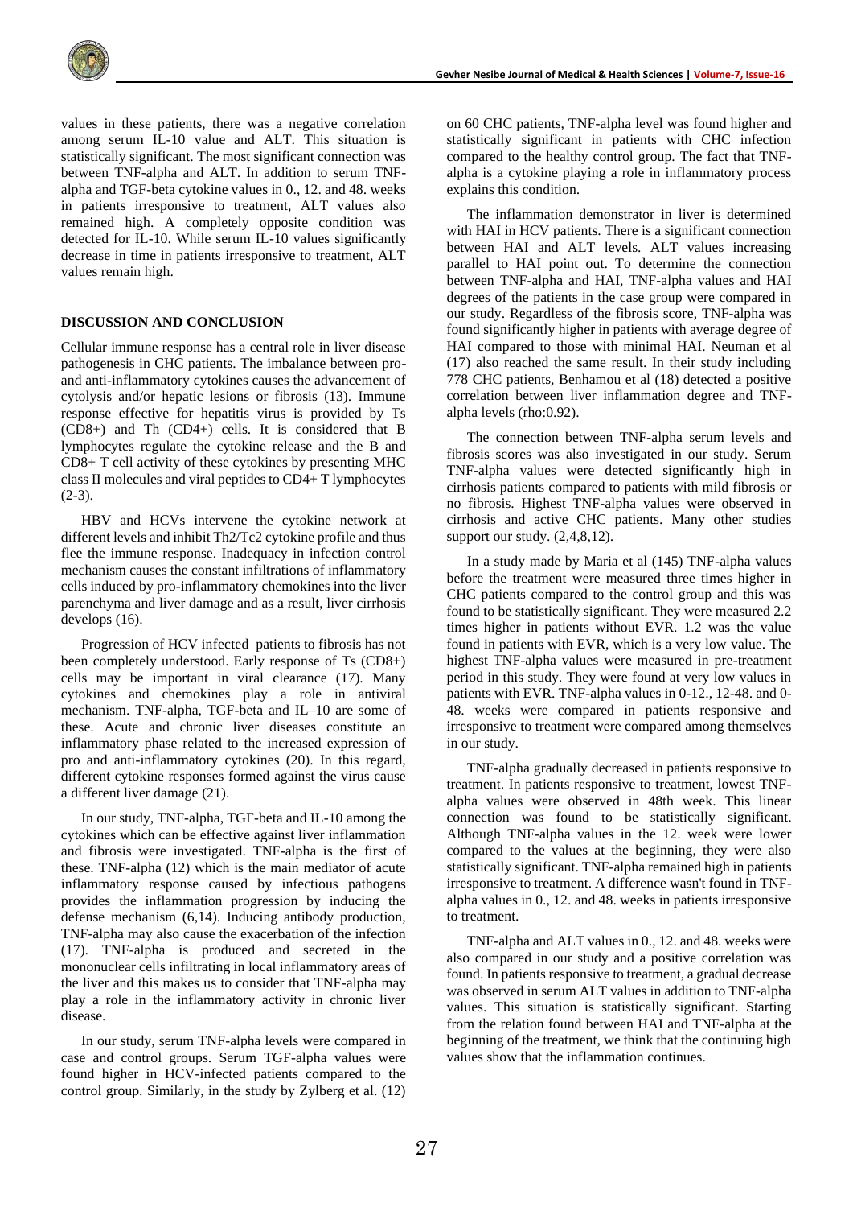values in these patients, there was a negative correlation among serum IL-10 value and ALT. This situation is statistically significant. The most significant connection was between TNF-alpha and ALT. In addition to serum TNF-alpha and TGF-beta cytokine values in 0., 12. and 48. weeks in patients irresponsive to treatment, ALT values also remained high. A completely opposite condition was detected for IL-10. While serum IL-10 values significantly decrease in time in patients irresponsive to treatment, ALT values remain high.

## DISCUSSION AND CONCLUSION

Cellular immune response has a central role in liver disease pathogenesis in CHC patients. The imbalance between pro- and anti-inflammatory cytokines causes the advancement of cytolysis and/or hepatic lesions or fibrosis (13). Immune response effective for hepatitis virus is provided by Ts (CD8+) and Th (CD4+) cells. It is considered that B lymphocytes regulate the cytokine release and the B and CD8+ T cell activity of these cytokines by presenting MHC class II molecules and viral peptides to CD4+ T lymphocytes (2-3).

HBV and HCVs intervene the cytokine network at different levels and inhibit Th2/Tc2 cytokine profile and thus flee the immune response. Inadequacy in infection control mechanism causes the constant infiltrations of inflammatory cells induced by pro-inflammatory chemokines into the liver parenchyma and liver damage and as a result, liver cirrhosis develops (16).

Progression of HCV infected patients to fibrosis has not been completely understood. Early response of Ts (CD8+) cells may be important in viral clearance (17). Many cytokines and chemokines play a role in antiviral mechanism. TNF-alpha, TGF-beta and IL–10 are some of these. Acute and chronic liver diseases constitute an inflammatory phase related to the increased expression of pro and anti-inflammatory cytokines (20). In this regard, different cytokine responses formed against the virus cause a different liver damage (21).

In our study, TNF-alpha, TGF-beta and IL-10 among the cytokines which can be effective against liver inflammation and fibrosis were investigated. TNF-alpha is the first of these. TNF-alpha (12) which is the main mediator of acute inflammatory response caused by infectious pathogens provides the inflammation progression by inducing the defense mechanism (6,14). Inducing antibody production, TNF-alpha may also cause the exacerbation of the infection (17). TNF-alpha is produced and secreted in the mononuclear cells infiltrating in local inflammatory areas of the liver and this makes us to consider that TNF-alpha may play a role in the inflammatory activity in chronic liver disease.

In our study, serum TNF-alpha levels were compared in case and control groups. Serum TGF-alpha values were found higher in HCV-infected patients compared to the control group. Similarly, in the study by Zylberg et al. (12) on 60 CHC patients, TNF-alpha level was found higher and statistically significant in patients with CHC infection compared to the healthy control group. The fact that TNF-alpha is a cytokine playing a role in inflammatory process explains this condition.

The inflammation demonstrator in liver is determined with HAI in HCV patients. There is a significant connection between HAI and ALT levels. ALT values increasing parallel to HAI point out. To determine the connection between TNF-alpha and HAI, TNF-alpha values and HAI degrees of the patients in the case group were compared in our study. Regardless of the fibrosis score, TNF-alpha was found significantly higher in patients with average degree of HAI compared to those with minimal HAI. Neuman et al (17) also reached the same result. In their study including 778 CHC patients, Benhamou et al (18) detected a positive correlation between liver inflammation degree and TNF-alpha levels (rho:0.92).

The connection between TNF-alpha serum levels and fibrosis scores was also investigated in our study. Serum TNF-alpha values were detected significantly high in cirrhosis patients compared to patients with mild fibrosis or no fibrosis. Highest TNF-alpha values were observed in cirrhosis and active CHC patients. Many other studies support our study. (2,4,8,12).

In a study made by Maria et al (145) TNF-alpha values before the treatment were measured three times higher in CHC patients compared to the control group and this was found to be statistically significant. They were measured 2.2 times higher in patients without EVR. 1.2 was the value found in patients with EVR, which is a very low value. The highest TNF-alpha values were measured in pre-treatment period in this study. They were found at very low values in patients with EVR. TNF-alpha values in 0-12., 12-48. and 0-48. weeks were compared in patients responsive and irresponsive to treatment were compared among themselves in our study.

TNF-alpha gradually decreased in patients responsive to treatment. In patients responsive to treatment, lowest TNF-alpha values were observed in 48th week. This linear connection was found to be statistically significant. Although TNF-alpha values in the 12. week were lower compared to the values at the beginning, they were also statistically significant. TNF-alpha remained high in patients irresponsive to treatment. A difference wasn't found in TNF-alpha values in 0., 12. and 48. weeks in patients irresponsive to treatment.

TNF-alpha and ALT values in 0., 12. and 48. weeks were also compared in our study and a positive correlation was found. In patients responsive to treatment, a gradual decrease was observed in serum ALT values in addition to TNF-alpha values. This situation is statistically significant. Starting from the relation found between HAI and TNF-alpha at the beginning of the treatment, we think that the continuing high values show that the inflammation continues.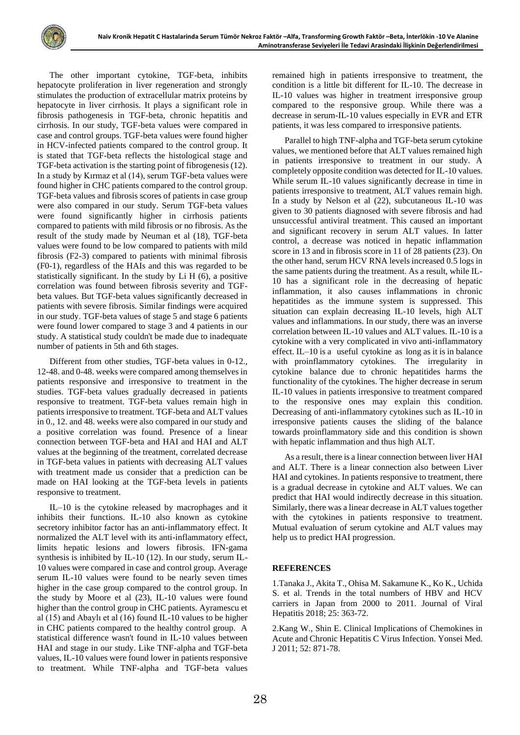The other important cytokine, TGF-beta, inhibits hepatocyte proliferation in liver regeneration and strongly stimulates the production of extracellular matrix proteins by hepatocyte in liver cirrhosis. It plays a significant role in fibrosis pathogenesis in TGF-beta, chronic hepatitis and cirrhosis. In our study, TGF-beta values were compared in case and control groups. TGF-beta values were found higher in HCV-infected patients compared to the control group. It is stated that TGF-beta reflects the histological stage and TGF-beta activation is the starting point of fibrogenesis (12). In a study by Kırmaz et al (14), serum TGF-beta values were found higher in CHC patients compared to the control group. TGF-beta values and fibrosis scores of patients in case group were also compared in our study. Serum TGF-beta values were found significantly higher in cirrhosis patients compared to patients with mild fibrosis or no fibrosis. As the result of the study made by Neuman et al (18), TGF-beta values were found to be low compared to patients with mild fibrosis (F2-3) compared to patients with minimal fibrosis (F0-1), regardless of the HAIs and this was regarded to be statistically significant. In the study by Li H (6), a positive correlation was found between fibrosis severity and TGF-beta values. But TGF-beta values significantly decreased in patients with severe fibrosis. Similar findings were acquired in our study. TGF-beta values of stage 5 and stage 6 patients were found lower compared to stage 3 and 4 patients in our study. A statistical study couldn't be made due to inadequate number of patients in 5th and 6th stages.

Different from other studies, TGF-beta values in 0-12., 12-48. and 0-48. weeks were compared among themselves in patients responsive and irresponsive to treatment in the studies. TGF-beta values gradually decreased in patients responsive to treatment. TGF-beta values remain high in patients irresponsive to treatment. TGF-beta and ALT values in 0., 12. and 48. weeks were also compared in our study and a positive correlation was found. Presence of a linear connection between TGF-beta and HAI and HAI and ALT values at the beginning of the treatment, correlated decrease in TGF-beta values in patients with decreasing ALT values with treatment made us consider that a prediction can be made on HAI looking at the TGF-beta levels in patients responsive to treatment.

IL–10 is the cytokine released by macrophages and it inhibits their functions. IL-10 also known as cytokine secretory inhibitor factor has an anti-inflammatory effect. It normalized the ALT level with its anti-inflammatory effect, limits hepatic lesions and lowers fibrosis. IFN-gama synthesis is inhibited by IL-10 (12). In our study, serum IL-10 values were compared in case and control group. Average serum IL-10 values were found to be nearly seven times higher in the case group compared to the control group. In the study by Moore et al (23), IL-10 values were found higher than the control group in CHC patients. Ayramescu et al (15) and Abaylı et al (16) found IL-10 values to be higher in CHC patients compared to the healthy control group. A statistical difference wasn't found in IL-10 values between HAI and stage in our study. Like TNF-alpha and TGF-beta values, IL-10 values were found lower in patients responsive to treatment. While TNF-alpha and TGF-beta values remained high in patients irresponsive to treatment, the condition is a little bit different for IL-10. The decrease in IL-10 values was higher in treatment irresponsive group compared to the responsive group. While there was a decrease in serum-IL-10 values especially in EVR and ETR patients, it was less compared to irresponsive patients.

Parallel to high TNF-alpha and TGF-beta serum cytokine values, we mentioned before that ALT values remained high in patients irresponsive to treatment in our study. A completely opposite condition was detected for IL-10 values. While serum IL-10 values significantly decrease in time in patients irresponsive to treatment, ALT values remain high. In a study by Nelson et al (22), subcutaneous IL-10 was given to 30 patients diagnosed with severe fibrosis and had unsuccessful antiviral treatment. This caused an important and significant recovery in serum ALT values. In latter control, a decrease was noticed in hepatic inflammation score in 13 and in fibrosis score in 11 of 28 patients (23). On the other hand, serum HCV RNA levels increased 0.5 logs in the same patients during the treatment. As a result, while IL-10 has a significant role in the decreasing of hepatic inflammation, it also causes inflammations in chronic hepatitides as the immune system is suppressed. This situation can explain decreasing IL-10 levels, high ALT values and inflammations. In our study, there was an inverse correlation between IL-10 values and ALT values. IL-10 is a cytokine with a very complicated in vivo anti-inflammatory effect. IL–10 is a useful cytokine as long as it is in balance with proinflammatory cytokines. The irregularity in cytokine balance due to chronic hepatitides harms the functionality of the cytokines. The higher decrease in serum IL-10 values in patients irresponsive to treatment compared to the responsive ones may explain this condition. Decreasing of anti-inflammatory cytokines such as IL-10 in irresponsive patients causes the sliding of the balance towards proinflammatory side and this condition is shown with hepatic inflammation and thus high ALT.

As a result, there is a linear connection between liver HAI and ALT. There is a linear connection also between Liver HAI and cytokines. In patients responsive to treatment, there is a gradual decrease in cytokine and ALT values. We can predict that HAI would indirectly decrease in this situation. Similarly, there was a linear decrease in ALT values together with the cytokines in patients responsive to treatment. Mutual evaluation of serum cytokine and ALT values may help us to predict HAI progression.

**REFERENCES**

1.Tanaka J., Akita T., Ohisa M. Sakamune K., Ko K., Uchida S. et al. Trends in the total numbers of HBV and HCV carriers in Japan from 2000 to 2011. Journal of Viral Hepatitis 2018; 25: 363-72.

2.Kang W., Shin E. Clinical Implications of Chemokines in Acute and Chronic Hepatitis C Virus Infection. Yonsei Med. J 2011; 52: 871-78.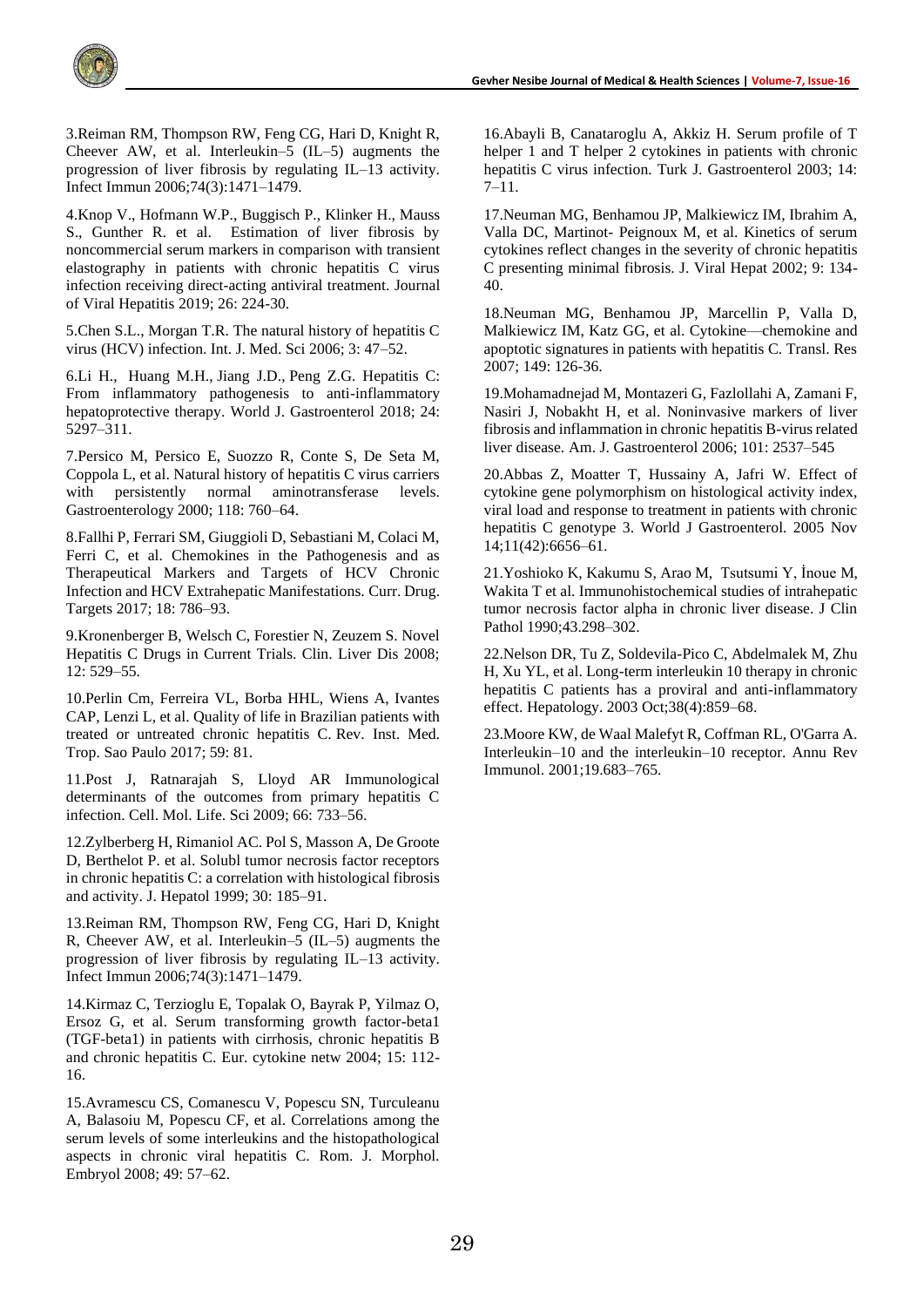3.Reiman RM, Thompson RW, Feng CG, Hari D, Knight R, Cheever AW, et al. Interleukin–5 (IL–5) augments the progression of liver fibrosis by regulating IL–13 activity. Infect Immun 2006;74(3):1471–1479.

4.Knop V., Hofmann W.P., Buggisch P., Klinker H., Mauss S., Gunther R. et al. Estimation of liver fibrosis by noncommercial serum markers in comparison with transient elastography in patients with chronic hepatitis C virus infection receiving direct-acting antiviral treatment. Journal of Viral Hepatitis 2019; 26: 224-30.

5.Chen S.L., Morgan T.R. The natural history of hepatitis C virus (HCV) infection. Int. J. Med. Sci 2006; 3: 47–52.

6.Li H., Huang M.H., Jiang J.D., Peng Z.G. Hepatitis C: From inflammatory pathogenesis to anti-inflammatory hepatoprotective therapy. World J. Gastroenterol 2018; 24: 5297–311.

7.Persico M, Persico E, Suozzo R, Conte S, De Seta M, Coppola L, et al. Natural history of hepatitis C virus carriers with persistently normal aminotransferase levels. Gastroenterology 2000; 118: 760–64.

8.Fallhi P, Ferrari SM, Giuggioli D, Sebastiani M, Colaci M, Ferri C, et al. Chemokines in the Pathogenesis and as Therapeutical Markers and Targets of HCV Chronic Infection and HCV Extrahepatic Manifestations. Curr. Drug. Targets 2017; 18: 786–93.

9.Kronenberger B, Welsch C, Forestier N, Zeuzem S. Novel Hepatitis C Drugs in Current Trials. Clin. Liver Dis 2008; 12: 529–55.

10.Perlin Cm, Ferreira VL, Borba HHL, Wiens A, Ivantes CAP, Lenzi L, et al. Quality of life in Brazilian patients with treated or untreated chronic hepatitis C. Rev. Inst. Med. Trop. Sao Paulo 2017; 59: 81.

11.Post J, Ratnarajah S, Lloyd AR Immunological determinants of the outcomes from primary hepatitis C infection. Cell. Mol. Life. Sci 2009; 66: 733–56.

12.Zylberberg H, Rimaniol AC. Pol S, Masson A, De Groote D, Berthelot P. et al. Solubl tumor necrosis factor receptors in chronic hepatitis C: a correlation with histological fibrosis and activity. J. Hepatol 1999; 30: 185–91.

13.Reiman RM, Thompson RW, Feng CG, Hari D, Knight R, Cheever AW, et al. Interleukin–5 (IL–5) augments the progression of liver fibrosis by regulating IL–13 activity. Infect Immun 2006;74(3):1471–1479.

14.Kirmaz C, Terzioglu E, Topalak O, Bayrak P, Yilmaz O, Ersoz G, et al. Serum transforming growth factor-beta1 (TGF-beta1) in patients with cirrhosis, chronic hepatitis B and chronic hepatitis C. Eur. cytokine netw 2004; 15: 112-16.

15.Avramescu CS, Comanescu V, Popescu SN, Turculeanu A, Balasoiu M, Popescu CF, et al. Correlations among the serum levels of some interleukins and the histopathological aspects in chronic viral hepatitis C. Rom. J. Morphol. Embryol 2008; 49: 57–62.

16.Abayli B, Canataroglu A, Akkiz H. Serum profile of T helper 1 and T helper 2 cytokines in patients with chronic hepatitis C virus infection. Turk J. Gastroenterol 2003; 14: 7–11.

17.Neuman MG, Benhamou JP, Malkiewicz IM, Ibrahim A, Valla DC, Martinot- Peignoux M, et al. Kinetics of serum cytokines reflect changes in the severity of chronic hepatitis C presenting minimal fibrosis. J. Viral Hepat 2002; 9: 134-40.

18.Neuman MG, Benhamou JP, Marcellin P, Valla D, Malkiewicz IM, Katz GG, et al. Cytokine—chemokine and apoptotic signatures in patients with hepatitis C. Transl. Res 2007; 149: 126-36.

19.Mohamadnejad M, Montazeri G, Fazlollahi A, Zamani F, Nasiri J, Nobakht H, et al. Noninvasive markers of liver fibrosis and inflammation in chronic hepatitis B-virus related liver disease. Am. J. Gastroenterol 2006; 101: 2537–545

20.Abbas Z, Moatter T, Hussainy A, Jafri W. Effect of cytokine gene polymorphism on histological activity index, viral load and response to treatment in patients with chronic hepatitis C genotype 3. World J Gastroenterol. 2005 Nov 14;11(42):6656–61.

21.Yoshioko K, Kakumu S, Arao M, Tsutsumi Y, İnoue M, Wakita T et al. Immunohistochemical studies of intrahepatic tumor necrosis factor alpha in chronic liver disease. J Clin Pathol 1990;43.298–302.

22.Nelson DR, Tu Z, Soldevila-Pico C, Abdelmalek M, Zhu H, Xu YL, et al. Long-term interleukin 10 therapy in chronic hepatitis C patients has a proviral and anti-inflammatory effect. Hepatology. 2003 Oct;38(4):859–68.

23.Moore KW, de Waal Malefyt R, Coffman RL, O'Garra A. Interleukin–10 and the interleukin–10 receptor. Annu Rev Immunol. 2001;19.683–765.